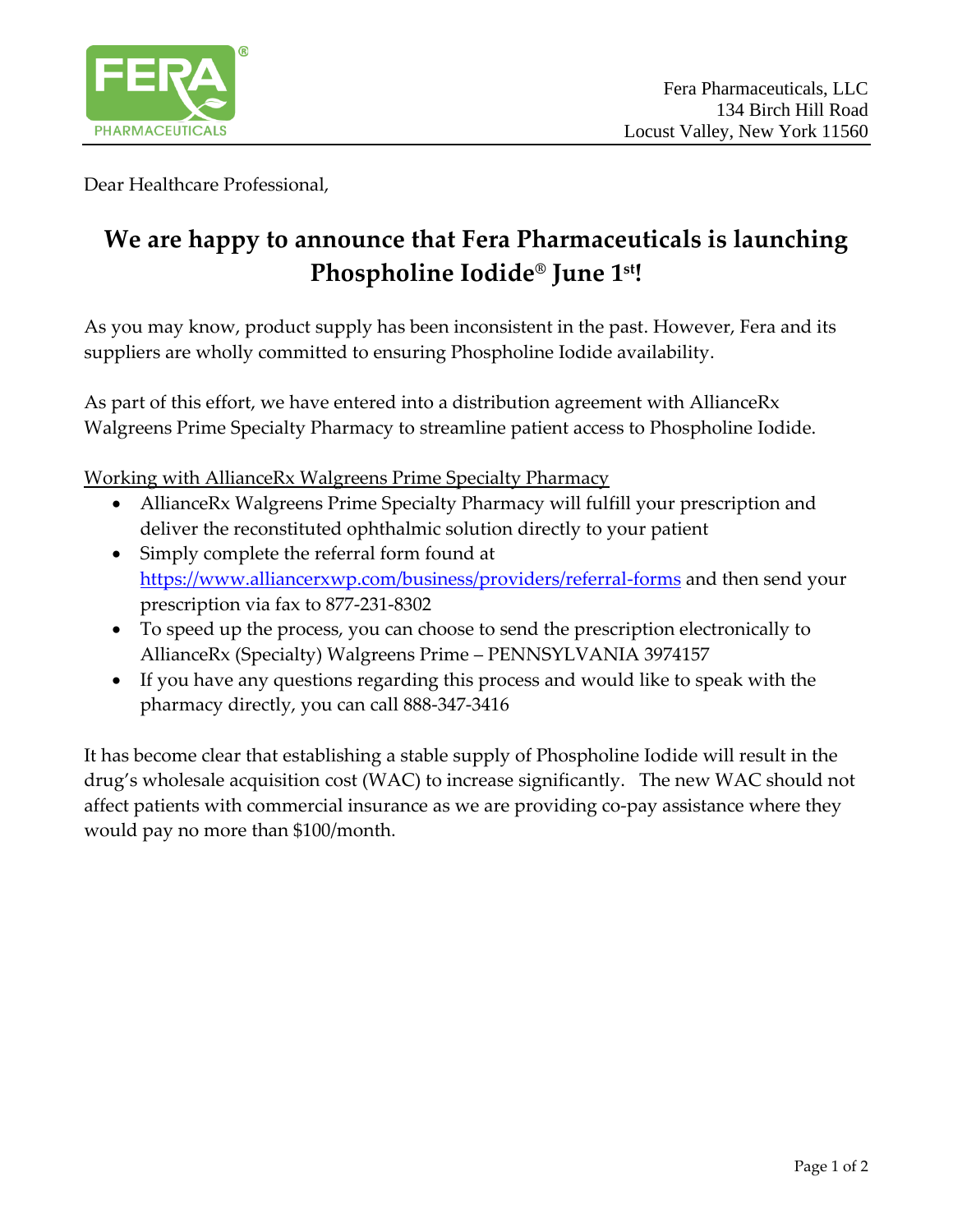Fera Pharmaceuticals, LLC
134 Birch Hill Road
Locust Valley, New York 11560

Dear Healthcare Professional,

# We are happy to announce that Fera Pharmaceuticals is launching Phospholine Iodide® June 1st!

As you may know, product supply has been inconsistent in the past. However, Fera and its suppliers are wholly committed to ensuring Phospholine Iodide availability.

As part of this effort, we have entered into a distribution agreement with AllianceRx Walgreens Prime Specialty Pharmacy to streamline patient access to Phospholine Iodide.

Working with AllianceRx Walgreens Prime Specialty Pharmacy

- AllianceRx Walgreens Prime Specialty Pharmacy will fulfill your prescription and deliver the reconstituted ophthalmic solution directly to your patient
- Simply complete the referral form found at https://www.alliancerxwp.com/business/providers/referral-forms and then send your prescription via fax to 877-231-8302
- To speed up the process, you can choose to send the prescription electronically to AllianceRx (Specialty) Walgreens Prime – PENNSYLVANIA 3974157
- If you have any questions regarding this process and would like to speak with the pharmacy directly, you can call 888-347-3416

It has become clear that establishing a stable supply of Phospholine Iodide will result in the drug's wholesale acquisition cost (WAC) to increase significantly. The new WAC should not affect patients with commercial insurance as we are providing co-pay assistance where they would pay no more than $100/month.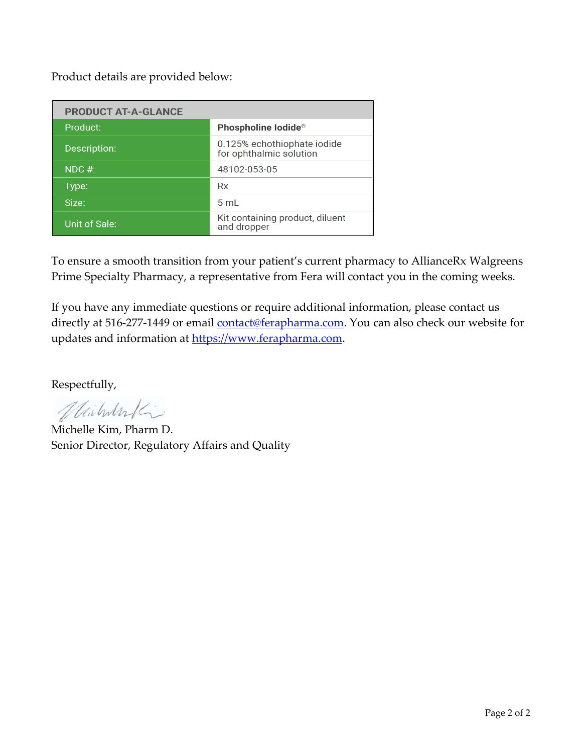Product details are provided below:

| PRODUCT AT-A-GLANCE | |
|---|---|
| Product: | **Phospholine Iodide®** |
| Description: | 0.125% echothiophate iodide for ophthalmic solution |
| NDC #: | 48102-053-05 |
| Type: | Rx |
| Size: | 5 mL |
| Unit of Sale: | Kit containing product, diluent and dropper |

To ensure a smooth transition from your patient's current pharmacy to AllianceRx Walgreens Prime Specialty Pharmacy, a representative from Fera will contact you in the coming weeks.

If you have any immediate questions or require additional information, please contact us directly at 516-277-1449 or email [contact@ferapharma.com](mailto:contact@ferapharma.com). You can also check our website for updates and information at [https://www.ferapharma.com](https://www.ferapharma.com).

Respectfully,

Michelle Kim, Pharm D.
Senior Director, Regulatory Affairs and Quality